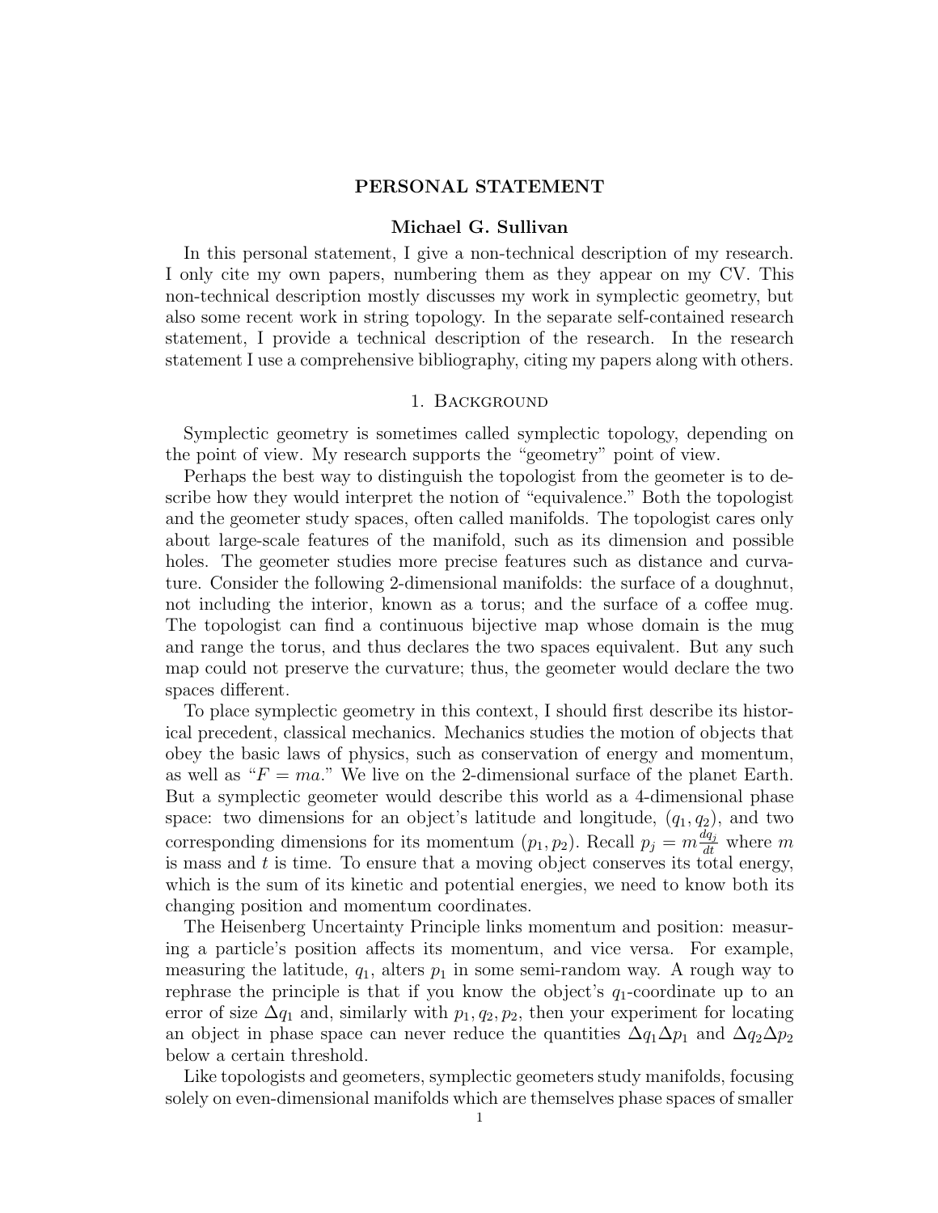# PERSONAL STATEMENT

**Michael G. Sullivan**

In this personal statement, I give a non-technical description of my research. I only cite my own papers, numbering them as they appear on my CV. This non-technical description mostly discusses my work in symplectic geometry, but also some recent work in string topology. In the separate self-contained research statement, I provide a technical description of the research. In the research statement I use a comprehensive bibliography, citing my papers along with others.

## 1. Background

Symplectic geometry is sometimes called symplectic topology, depending on the point of view. My research supports the "geometry" point of view.

Perhaps the best way to distinguish the topologist from the geometer is to describe how they would interpret the notion of "equivalence." Both the topologist and the geometer study spaces, often called manifolds. The topologist cares only about large-scale features of the manifold, such as its dimension and possible holes. The geometer studies more precise features such as distance and curvature. Consider the following 2-dimensional manifolds: the surface of a doughnut, not including the interior, known as a torus; and the surface of a coffee mug. The topologist can find a continuous bijective map whose domain is the mug and range the torus, and thus declares the two spaces equivalent. But any such map could not preserve the curvature; thus, the geometer would declare the two spaces different.

To place symplectic geometry in this context, I should first describe its historical precedent, classical mechanics. Mechanics studies the motion of objects that obey the basic laws of physics, such as conservation of energy and momentum, as well as "$F = ma$." We live on the 2-dimensional surface of the planet Earth. But a symplectic geometer would describe this world as a 4-dimensional phase space: two dimensions for an object's latitude and longitude, $(q_1, q_2)$, and two corresponding dimensions for its momentum $(p_1, p_2)$. Recall $p_j = m\frac{dq_j}{dt}$ where $m$ is mass and $t$ is time. To ensure that a moving object conserves its total energy, which is the sum of its kinetic and potential energies, we need to know both its changing position and momentum coordinates.

The Heisenberg Uncertainty Principle links momentum and position: measuring a particle's position affects its momentum, and vice versa. For example, measuring the latitude, $q_1$, alters $p_1$ in some semi-random way. A rough way to rephrase the principle is that if you know the object's $q_1$-coordinate up to an error of size $\Delta q_1$ and, similarly with $p_1, q_2, p_2$, then your experiment for locating an object in phase space can never reduce the quantities $\Delta q_1 \Delta p_1$ and $\Delta q_2 \Delta p_2$ below a certain threshold.

Like topologists and geometers, symplectic geometers study manifolds, focusing solely on even-dimensional manifolds which are themselves phase spaces of smaller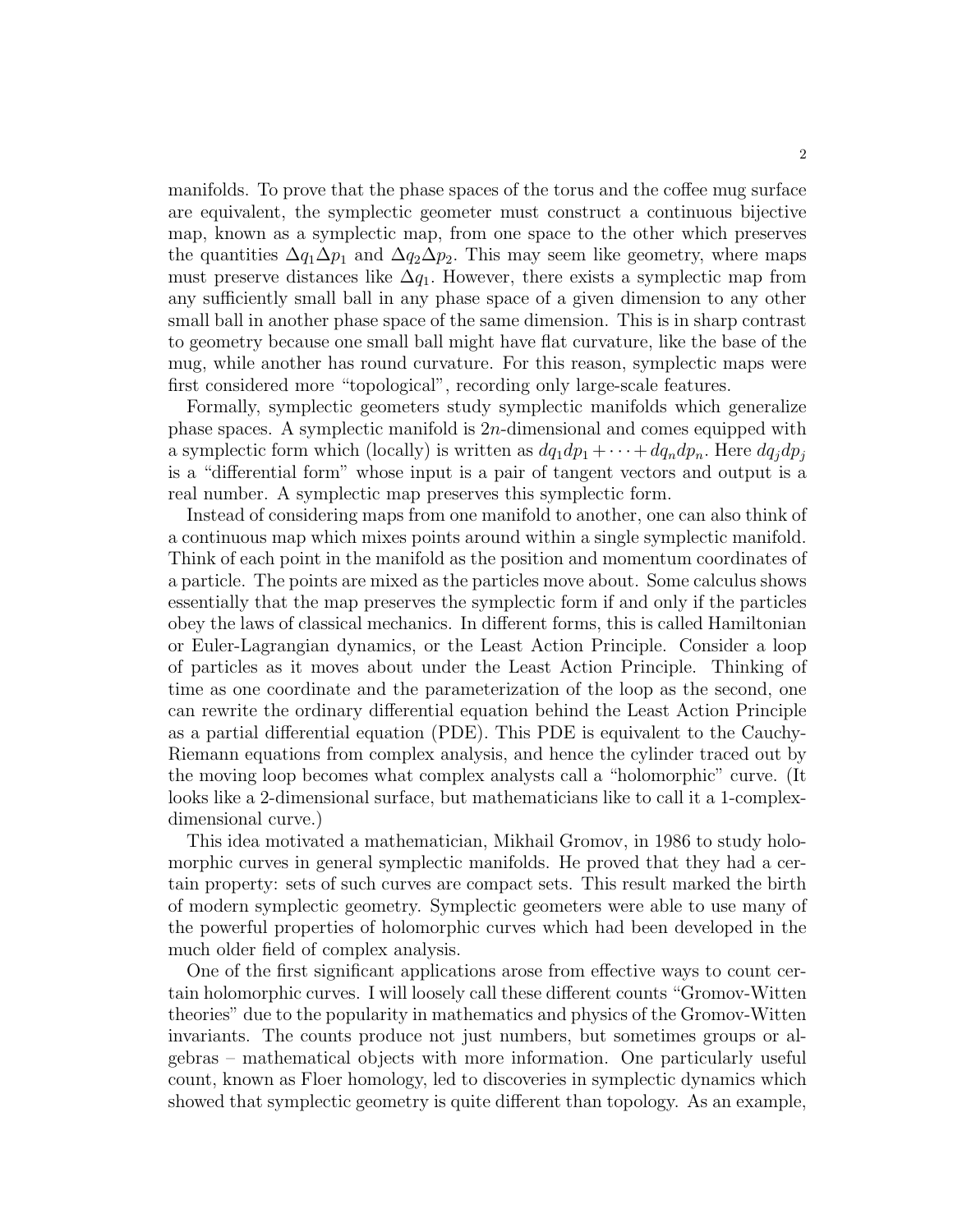manifolds. To prove that the phase spaces of the torus and the coffee mug surface are equivalent, the symplectic geometer must construct a continuous bijective map, known as a symplectic map, from one space to the other which preserves the quantities $\Delta q_1 \Delta p_1$ and $\Delta q_2 \Delta p_2$. This may seem like geometry, where maps must preserve distances like $\Delta q_1$. However, there exists a symplectic map from any sufficiently small ball in any phase space of a given dimension to any other small ball in another phase space of the same dimension. This is in sharp contrast to geometry because one small ball might have flat curvature, like the base of the mug, while another has round curvature. For this reason, symplectic maps were first considered more "topological", recording only large-scale features.

Formally, symplectic geometers study symplectic manifolds which generalize phase spaces. A symplectic manifold is $2n$-dimensional and comes equipped with a symplectic form which (locally) is written as $dq_1dp_1 + \cdots + dq_ndp_n$. Here $dq_jdp_j$ is a "differential form" whose input is a pair of tangent vectors and output is a real number. A symplectic map preserves this symplectic form.

Instead of considering maps from one manifold to another, one can also think of a continuous map which mixes points around within a single symplectic manifold. Think of each point in the manifold as the position and momentum coordinates of a particle. The points are mixed as the particles move about. Some calculus shows essentially that the map preserves the symplectic form if and only if the particles obey the laws of classical mechanics. In different forms, this is called Hamiltonian or Euler-Lagrangian dynamics, or the Least Action Principle. Consider a loop of particles as it moves about under the Least Action Principle. Thinking of time as one coordinate and the parameterization of the loop as the second, one can rewrite the ordinary differential equation behind the Least Action Principle as a partial differential equation (PDE). This PDE is equivalent to the Cauchy-Riemann equations from complex analysis, and hence the cylinder traced out by the moving loop becomes what complex analysts call a "holomorphic" curve. (It looks like a 2-dimensional surface, but mathematicians like to call it a 1-complex-dimensional curve.)

This idea motivated a mathematician, Mikhail Gromov, in 1986 to study holomorphic curves in general symplectic manifolds. He proved that they had a certain property: sets of such curves are compact sets. This result marked the birth of modern symplectic geometry. Symplectic geometers were able to use many of the powerful properties of holomorphic curves which had been developed in the much older field of complex analysis.

One of the first significant applications arose from effective ways to count certain holomorphic curves. I will loosely call these different counts "Gromov-Witten theories" due to the popularity in mathematics and physics of the Gromov-Witten invariants. The counts produce not just numbers, but sometimes groups or algebras – mathematical objects with more information. One particularly useful count, known as Floer homology, led to discoveries in symplectic dynamics which showed that symplectic geometry is quite different than topology. As an example,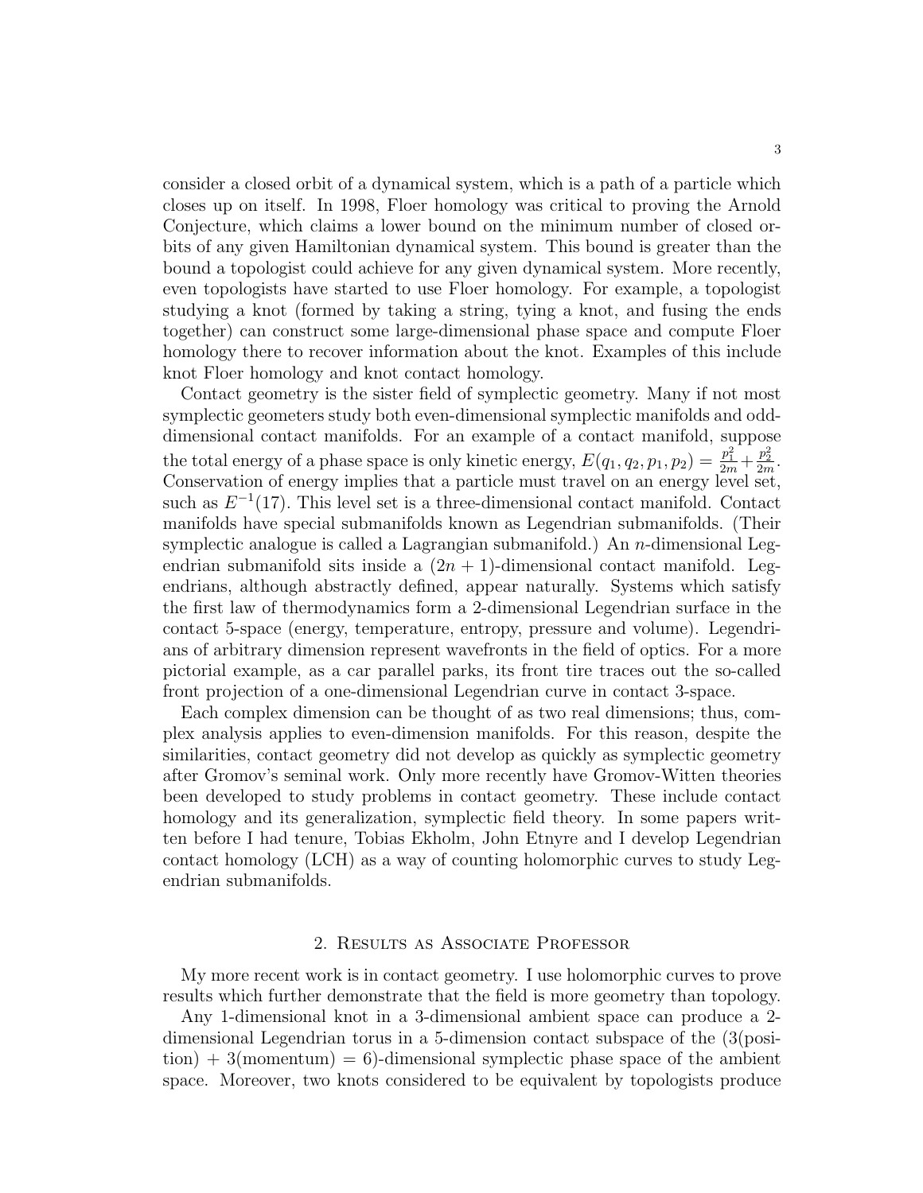consider a closed orbit of a dynamical system, which is a path of a particle which closes up on itself. In 1998, Floer homology was critical to proving the Arnold Conjecture, which claims a lower bound on the minimum number of closed orbits of any given Hamiltonian dynamical system. This bound is greater than the bound a topologist could achieve for any given dynamical system. More recently, even topologists have started to use Floer homology. For example, a topologist studying a knot (formed by taking a string, tying a knot, and fusing the ends together) can construct some large-dimensional phase space and compute Floer homology there to recover information about the knot. Examples of this include knot Floer homology and knot contact homology.

Contact geometry is the sister field of symplectic geometry. Many if not most symplectic geometers study both even-dimensional symplectic manifolds and odd-dimensional contact manifolds. For an example of a contact manifold, suppose the total energy of a phase space is only kinetic energy, $E(q_1, q_2, p_1, p_2) = \frac{p_1^2}{2m} + \frac{p_2^2}{2m}$. Conservation of energy implies that a particle must travel on an energy level set, such as $E^{-1}(17)$. This level set is a three-dimensional contact manifold. Contact manifolds have special submanifolds known as Legendrian submanifolds. (Their symplectic analogue is called a Lagrangian submanifold.) An $n$-dimensional Legendrian submanifold sits inside a $(2n+1)$-dimensional contact manifold. Legendrians, although abstractly defined, appear naturally. Systems which satisfy the first law of thermodynamics form a 2-dimensional Legendrian surface in the contact 5-space (energy, temperature, entropy, pressure and volume). Legendrians of arbitrary dimension represent wavefronts in the field of optics. For a more pictorial example, as a car parallel parks, its front tire traces out the so-called front projection of a one-dimensional Legendrian curve in contact 3-space.

Each complex dimension can be thought of as two real dimensions; thus, complex analysis applies to even-dimension manifolds. For this reason, despite the similarities, contact geometry did not develop as quickly as symplectic geometry after Gromov's seminal work. Only more recently have Gromov-Witten theories been developed to study problems in contact geometry. These include contact homology and its generalization, symplectic field theory. In some papers written before I had tenure, Tobias Ekholm, John Etnyre and I develop Legendrian contact homology (LCH) as a way of counting holomorphic curves to study Legendrian submanifolds.

## 2. Results as Associate Professor

My more recent work is in contact geometry. I use holomorphic curves to prove results which further demonstrate that the field is more geometry than topology.

Any 1-dimensional knot in a 3-dimensional ambient space can produce a 2-dimensional Legendrian torus in a 5-dimension contact subspace of the (3(position) + 3(momentum) = 6)-dimensional symplectic phase space of the ambient space. Moreover, two knots considered to be equivalent by topologists produce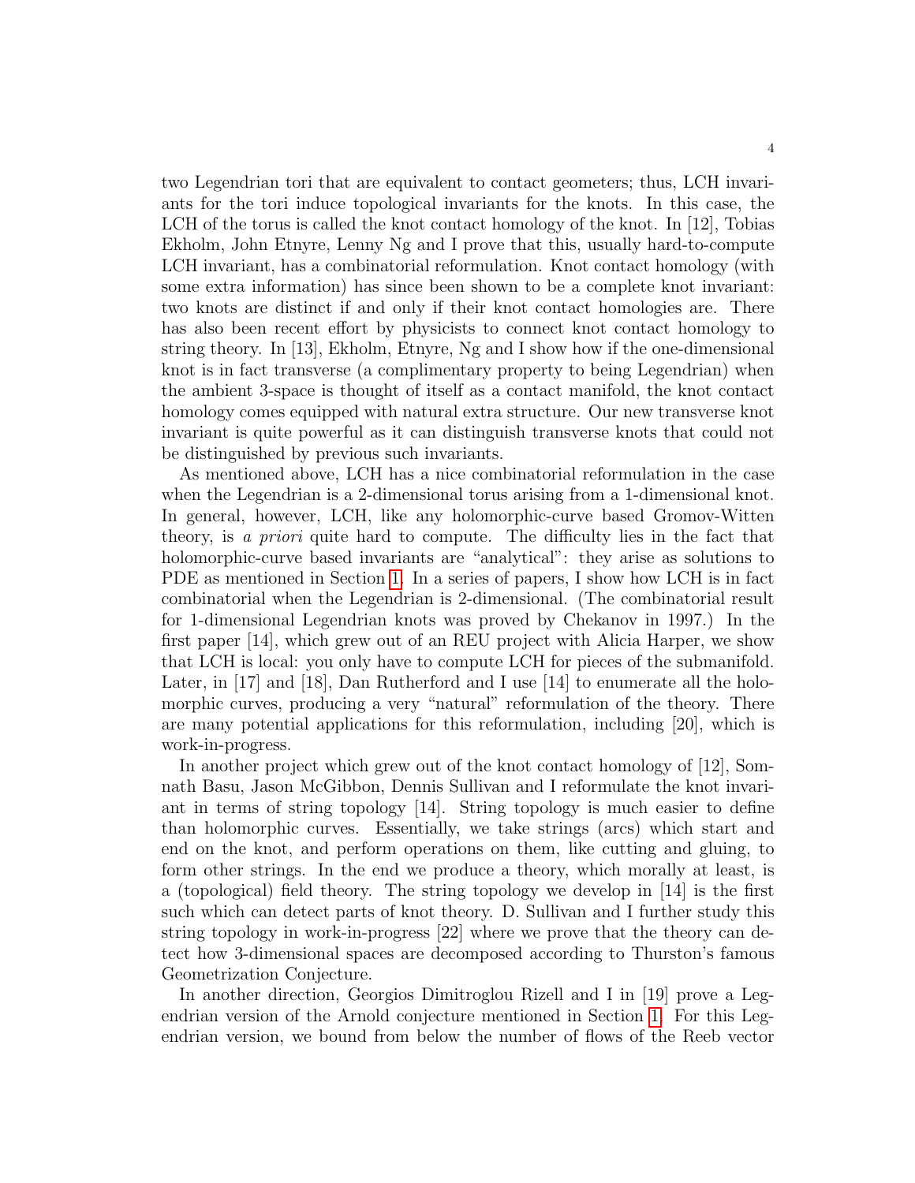two Legendrian tori that are equivalent to contact geometers; thus, LCH invariants for the tori induce topological invariants for the knots. In this case, the LCH of the torus is called the knot contact homology of the knot. In [12], Tobias Ekholm, John Etnyre, Lenny Ng and I prove that this, usually hard-to-compute LCH invariant, has a combinatorial reformulation. Knot contact homology (with some extra information) has since been shown to be a complete knot invariant: two knots are distinct if and only if their knot contact homologies are. There has also been recent effort by physicists to connect knot contact homology to string theory. In [13], Ekholm, Etnyre, Ng and I show how if the one-dimensional knot is in fact transverse (a complimentary property to being Legendrian) when the ambient 3-space is thought of itself as a contact manifold, the knot contact homology comes equipped with natural extra structure. Our new transverse knot invariant is quite powerful as it can distinguish transverse knots that could not be distinguished by previous such invariants.

As mentioned above, LCH has a nice combinatorial reformulation in the case when the Legendrian is a 2-dimensional torus arising from a 1-dimensional knot. In general, however, LCH, like any holomorphic-curve based Gromov-Witten theory, is *a priori* quite hard to compute. The difficulty lies in the fact that holomorphic-curve based invariants are "analytical": they arise as solutions to PDE as mentioned in Section 1. In a series of papers, I show how LCH is in fact combinatorial when the Legendrian is 2-dimensional. (The combinatorial result for 1-dimensional Legendrian knots was proved by Chekanov in 1997.) In the first paper [14], which grew out of an REU project with Alicia Harper, we show that LCH is local: you only have to compute LCH for pieces of the submanifold. Later, in [17] and [18], Dan Rutherford and I use [14] to enumerate all the holomorphic curves, producing a very "natural" reformulation of the theory. There are many potential applications for this reformulation, including [20], which is work-in-progress.

In another project which grew out of the knot contact homology of [12], Somnath Basu, Jason McGibbon, Dennis Sullivan and I reformulate the knot invariant in terms of string topology [14]. String topology is much easier to define than holomorphic curves. Essentially, we take strings (arcs) which start and end on the knot, and perform operations on them, like cutting and gluing, to form other strings. In the end we produce a theory, which morally at least, is a (topological) field theory. The string topology we develop in [14] is the first such which can detect parts of knot theory. D. Sullivan and I further study this string topology in work-in-progress [22] where we prove that the theory can detect how 3-dimensional spaces are decomposed according to Thurston's famous Geometrization Conjecture.

In another direction, Georgios Dimitroglou Rizell and I in [19] prove a Legendrian version of the Arnold conjecture mentioned in Section 1. For this Legendrian version, we bound from below the number of flows of the Reeb vector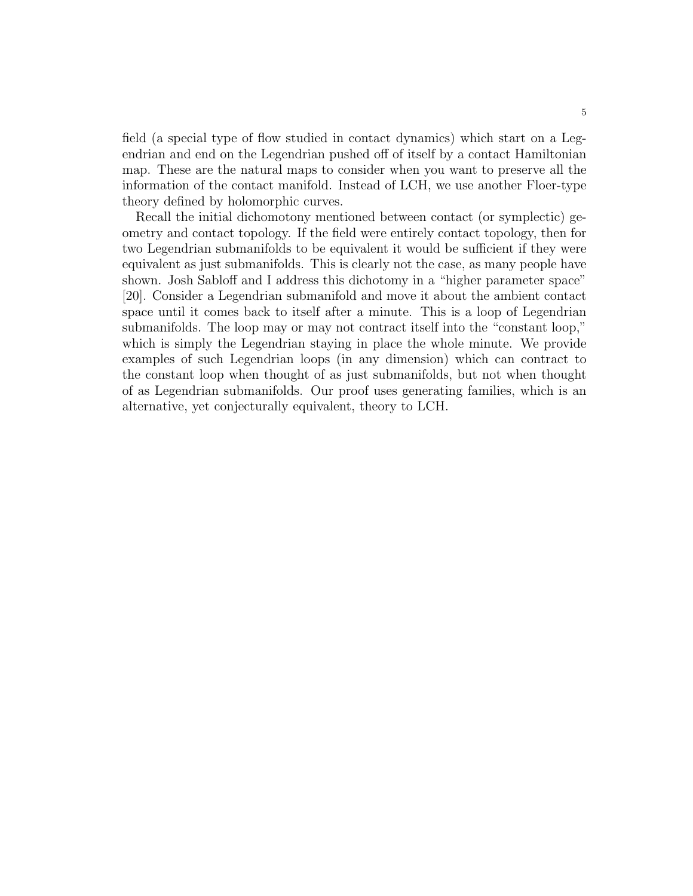field (a special type of flow studied in contact dynamics) which start on a Legendrian and end on the Legendrian pushed off of itself by a contact Hamiltonian map. These are the natural maps to consider when you want to preserve all the information of the contact manifold. Instead of LCH, we use another Floer-type theory defined by holomorphic curves.

Recall the initial dichomotony mentioned between contact (or symplectic) geometry and contact topology. If the field were entirely contact topology, then for two Legendrian submanifolds to be equivalent it would be sufficient if they were equivalent as just submanifolds. This is clearly not the case, as many people have shown. Josh Sabloff and I address this dichotomy in a "higher parameter space" [20]. Consider a Legendrian submanifold and move it about the ambient contact space until it comes back to itself after a minute. This is a loop of Legendrian submanifolds. The loop may or may not contract itself into the "constant loop," which is simply the Legendrian staying in place the whole minute. We provide examples of such Legendrian loops (in any dimension) which can contract to the constant loop when thought of as just submanifolds, but not when thought of as Legendrian submanifolds. Our proof uses generating families, which is an alternative, yet conjecturally equivalent, theory to LCH.